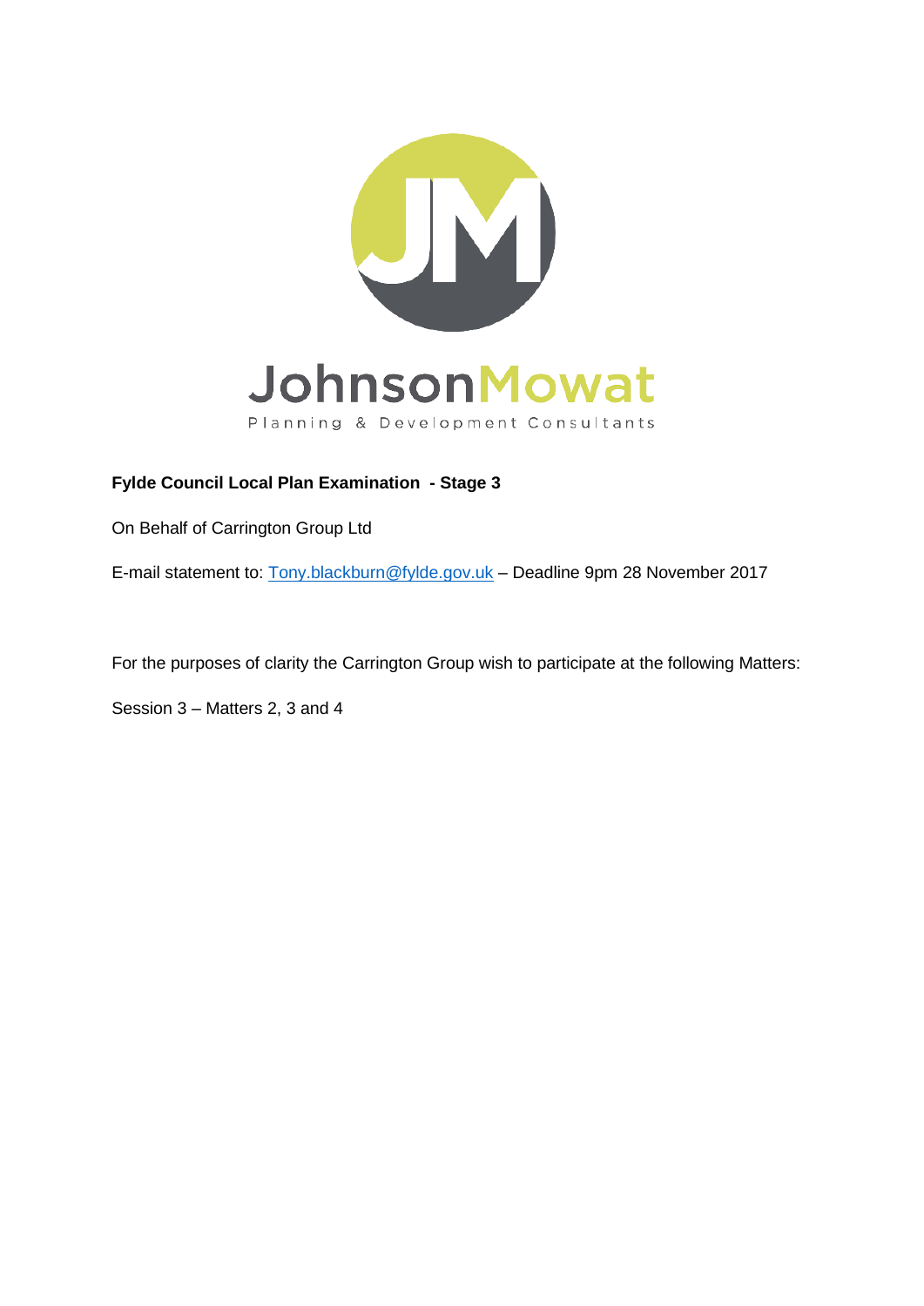JohnsonMowat

Planning & Development Consultants

**Fylde Council Local Plan Examination - Stage 3**

On Behalf of Carrington Group Ltd

E-mail statement to: Tony.blackburn@fylde.gov.uk – Deadline 9pm 28 November 2017

For the purposes of clarity the Carrington Group wish to participate at the following Matters:

Session 3 – Matters 2, 3 and 4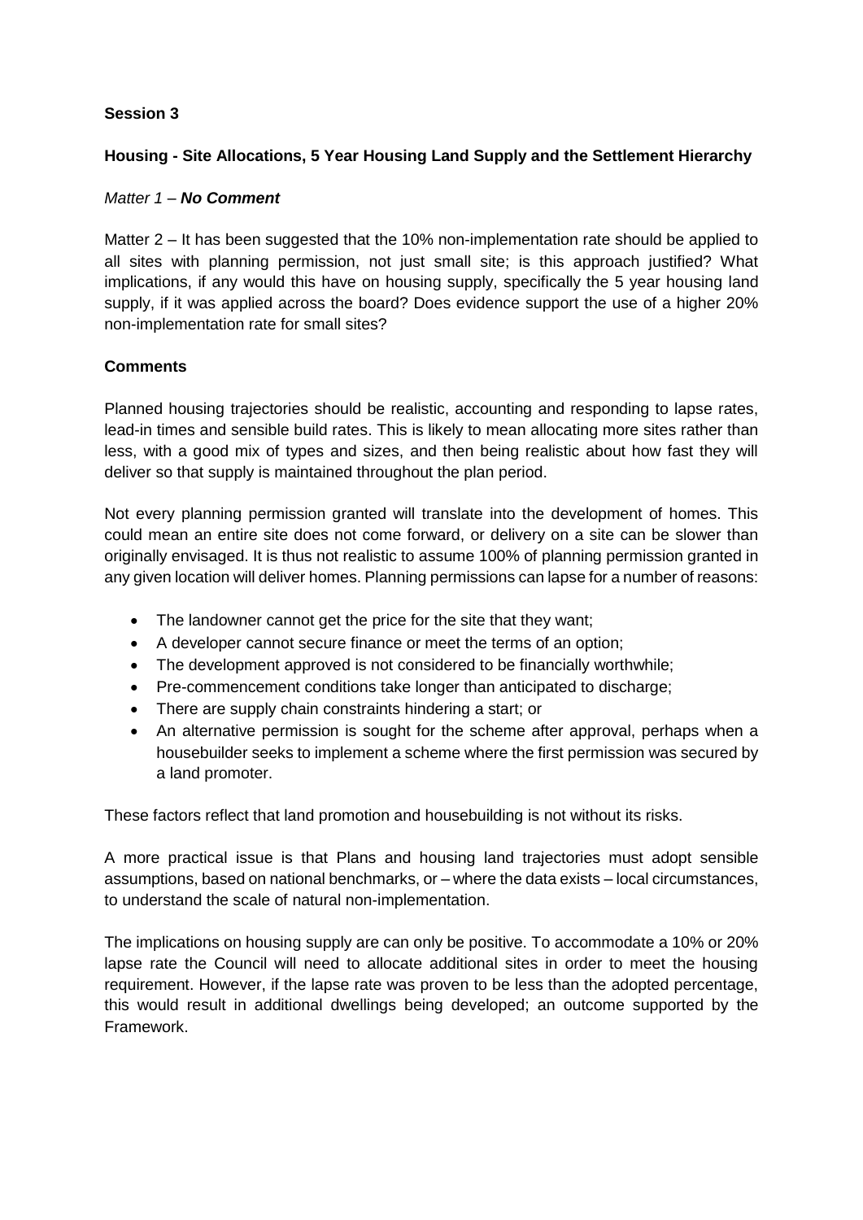**Session 3**

**Housing - Site Allocations, 5 Year Housing Land Supply and the Settlement Hierarchy**

*Matter 1 – **No Comment***

Matter 2 – It has been suggested that the 10% non-implementation rate should be applied to all sites with planning permission, not just small site; is this approach justified? What implications, if any would this have on housing supply, specifically the 5 year housing land supply, if it was applied across the board? Does evidence support the use of a higher 20% non-implementation rate for small sites?

**Comments**

Planned housing trajectories should be realistic, accounting and responding to lapse rates, lead-in times and sensible build rates. This is likely to mean allocating more sites rather than less, with a good mix of types and sizes, and then being realistic about how fast they will deliver so that supply is maintained throughout the plan period.

Not every planning permission granted will translate into the development of homes. This could mean an entire site does not come forward, or delivery on a site can be slower than originally envisaged. It is thus not realistic to assume 100% of planning permission granted in any given location will deliver homes. Planning permissions can lapse for a number of reasons:

- The landowner cannot get the price for the site that they want;
- A developer cannot secure finance or meet the terms of an option;
- The development approved is not considered to be financially worthwhile;
- Pre-commencement conditions take longer than anticipated to discharge;
- There are supply chain constraints hindering a start; or
- An alternative permission is sought for the scheme after approval, perhaps when a housebuilder seeks to implement a scheme where the first permission was secured by a land promoter.

These factors reflect that land promotion and housebuilding is not without its risks.

A more practical issue is that Plans and housing land trajectories must adopt sensible assumptions, based on national benchmarks, or – where the data exists – local circumstances, to understand the scale of natural non-implementation.

The implications on housing supply are can only be positive. To accommodate a 10% or 20% lapse rate the Council will need to allocate additional sites in order to meet the housing requirement. However, if the lapse rate was proven to be less than the adopted percentage, this would result in additional dwellings being developed; an outcome supported by the Framework.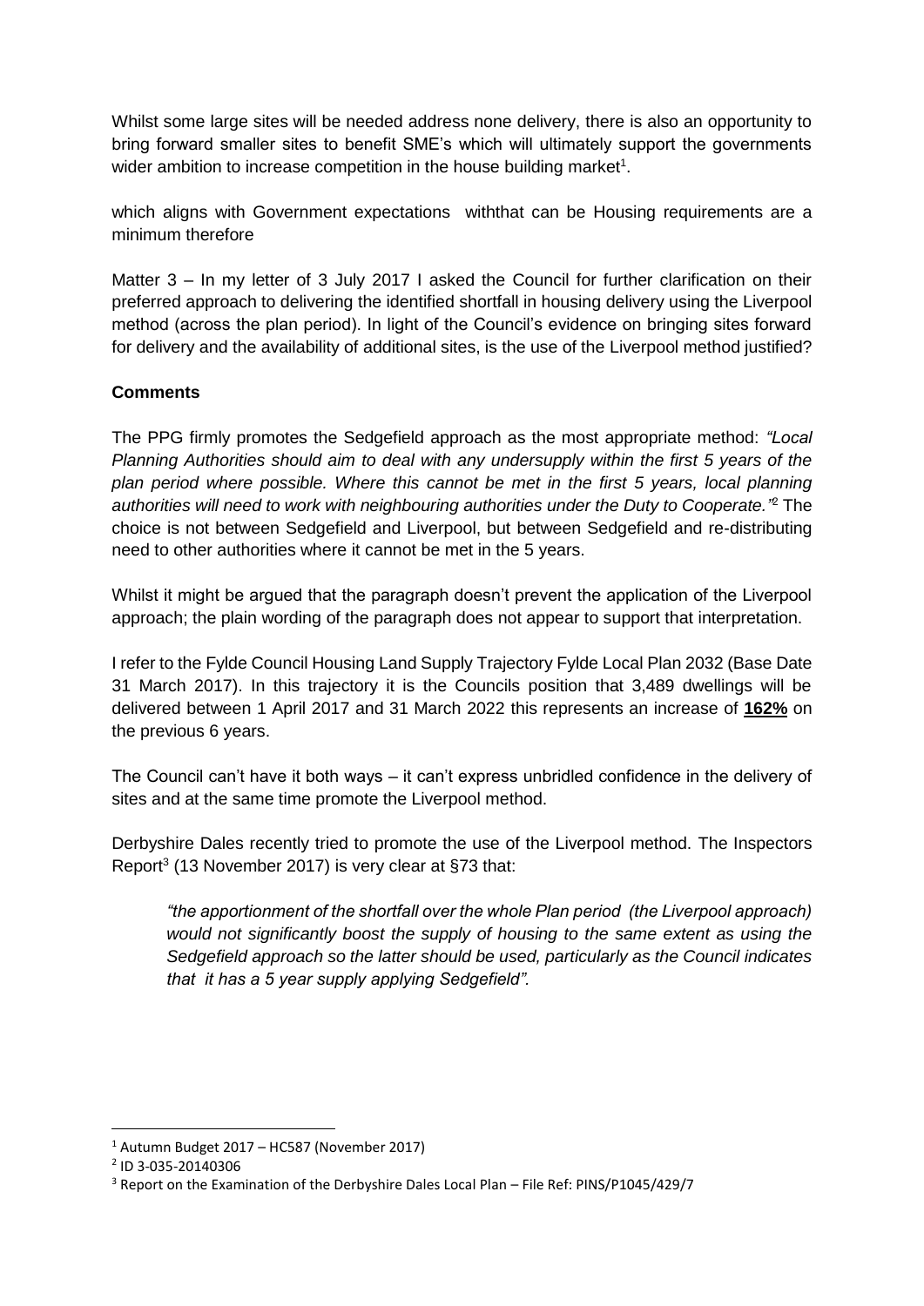Whilst some large sites will be needed address none delivery, there is also an opportunity to bring forward smaller sites to benefit SME's which will ultimately support the governments wider ambition to increase competition in the house building market[1].

which aligns with Government expectations withthat can be Housing requirements are a minimum therefore

Matter 3 – In my letter of 3 July 2017 I asked the Council for further clarification on their preferred approach to delivering the identified shortfall in housing delivery using the Liverpool method (across the plan period). In light of the Council's evidence on bringing sites forward for delivery and the availability of additional sites, is the use of the Liverpool method justified?

**Comments**

The PPG firmly promotes the Sedgefield approach as the most appropriate method: *"Local Planning Authorities should aim to deal with any undersupply within the first 5 years of the plan period where possible. Where this cannot be met in the first 5 years, local planning authorities will need to work with neighbouring authorities under the Duty to Cooperate."*[2] The choice is not between Sedgefield and Liverpool, but between Sedgefield and re-distributing need to other authorities where it cannot be met in the 5 years.

Whilst it might be argued that the paragraph doesn't prevent the application of the Liverpool approach; the plain wording of the paragraph does not appear to support that interpretation.

I refer to the Fylde Council Housing Land Supply Trajectory Fylde Local Plan 2032 (Base Date 31 March 2017). In this trajectory it is the Councils position that 3,489 dwellings will be delivered between 1 April 2017 and 31 March 2022 this represents an increase of **162%** on the previous 6 years.

The Council can't have it both ways – it can't express unbridled confidence in the delivery of sites and at the same time promote the Liverpool method.

Derbyshire Dales recently tried to promote the use of the Liverpool method. The Inspectors Report[3] (13 November 2017) is very clear at §73 that:

> *"the apportionment of the shortfall over the whole Plan period (the Liverpool approach) would not significantly boost the supply of housing to the same extent as using the Sedgefield approach so the latter should be used, particularly as the Council indicates that it has a 5 year supply applying Sedgefield".*

---

[1] Autumn Budget 2017 – HC587 (November 2017)

[2] ID 3-035-20140306

[3] Report on the Examination of the Derbyshire Dales Local Plan – File Ref: PINS/P1045/429/7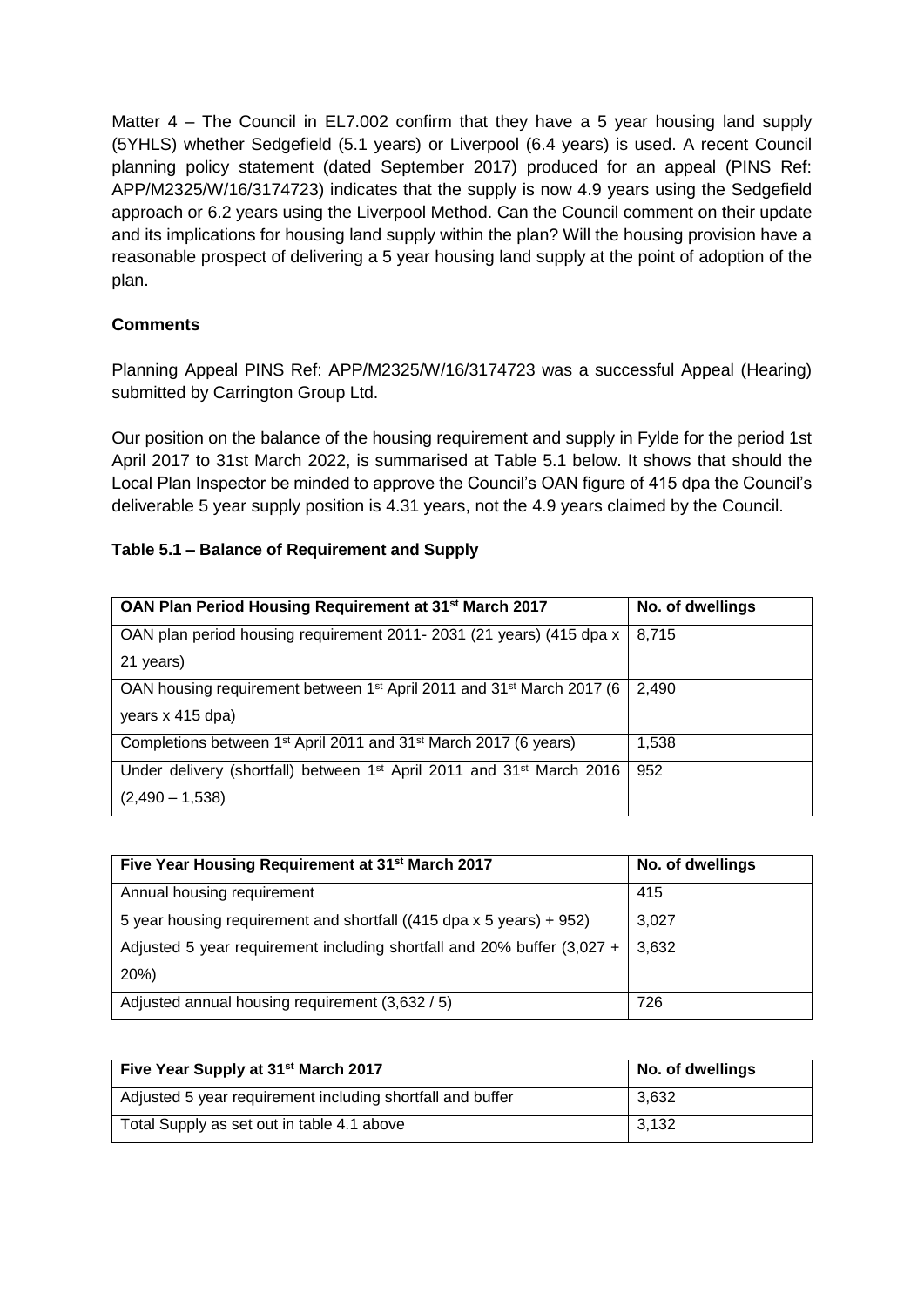Matter 4 – The Council in EL7.002 confirm that they have a 5 year housing land supply (5YHLS) whether Sedgefield (5.1 years) or Liverpool (6.4 years) is used. A recent Council planning policy statement (dated September 2017) produced for an appeal (PINS Ref: APP/M2325/W/16/3174723) indicates that the supply is now 4.9 years using the Sedgefield approach or 6.2 years using the Liverpool Method. Can the Council comment on their update and its implications for housing land supply within the plan? Will the housing provision have a reasonable prospect of delivering a 5 year housing land supply at the point of adoption of the plan.

**Comments**

Planning Appeal PINS Ref: APP/M2325/W/16/3174723 was a successful Appeal (Hearing) submitted by Carrington Group Ltd.

Our position on the balance of the housing requirement and supply in Fylde for the period 1st April 2017 to 31st March 2022, is summarised at Table 5.1 below. It shows that should the Local Plan Inspector be minded to approve the Council's OAN figure of 415 dpa the Council's deliverable 5 year supply position is 4.31 years, not the 4.9 years claimed by the Council.

**Table 5.1 – Balance of Requirement and Supply**

| OAN Plan Period Housing Requirement at 31st March 2017 | No. of dwellings |
|---|---|
| OAN plan period housing requirement 2011- 2031 (21 years) (415 dpa x 21 years) | 8,715 |
| OAN housing requirement between 1st April 2011 and 31st March 2017 (6 years x 415 dpa) | 2,490 |
| Completions between 1st April 2011 and 31st March 2017 (6 years) | 1,538 |
| Under delivery (shortfall) between 1st April 2011 and 31st March 2016 (2,490 – 1,538) | 952 |

| Five Year Housing Requirement at 31st March 2017 | No. of dwellings |
|---|---|
| Annual housing requirement | 415 |
| 5 year housing requirement and shortfall ((415 dpa x 5 years) + 952) | 3,027 |
| Adjusted 5 year requirement including shortfall and 20% buffer (3,027 + 20%) | 3,632 |
| Adjusted annual housing requirement (3,632 / 5) | 726 |

| Five Year Supply at 31st March 2017 | No. of dwellings |
|---|---|
| Adjusted 5 year requirement including shortfall and buffer | 3,632 |
| Total Supply as set out in table 4.1 above | 3,132 |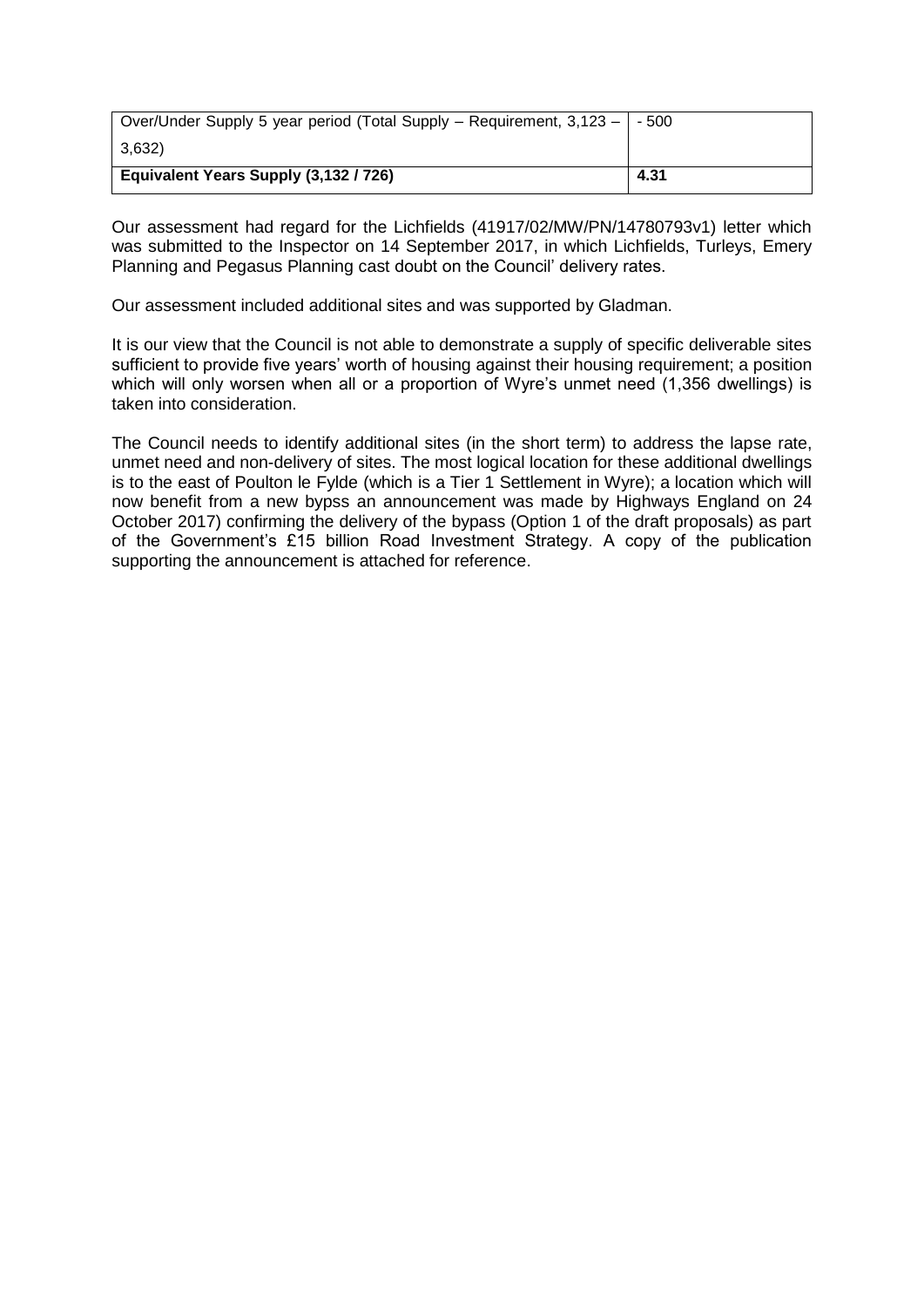| | |
|---|---|
| Over/Under Supply 5 year period (Total Supply – Requirement, 3,123 – 3,632) | - 500 |
| **Equivalent Years Supply (3,132 / 726)** | **4.31** |

Our assessment had regard for the Lichfields (41917/02/MW/PN/14780793v1) letter which was submitted to the Inspector on 14 September 2017, in which Lichfields, Turleys, Emery Planning and Pegasus Planning cast doubt on the Council' delivery rates.

Our assessment included additional sites and was supported by Gladman.

It is our view that the Council is not able to demonstrate a supply of specific deliverable sites sufficient to provide five years' worth of housing against their housing requirement; a position which will only worsen when all or a proportion of Wyre's unmet need (1,356 dwellings) is taken into consideration.

The Council needs to identify additional sites (in the short term) to address the lapse rate, unmet need and non-delivery of sites. The most logical location for these additional dwellings is to the east of Poulton le Fylde (which is a Tier 1 Settlement in Wyre); a location which will now benefit from a new bypss an announcement was made by Highways England on 24 October 2017) confirming the delivery of the bypass (Option 1 of the draft proposals) as part of the Government's £15 billion Road Investment Strategy. A copy of the publication supporting the announcement is attached for reference.